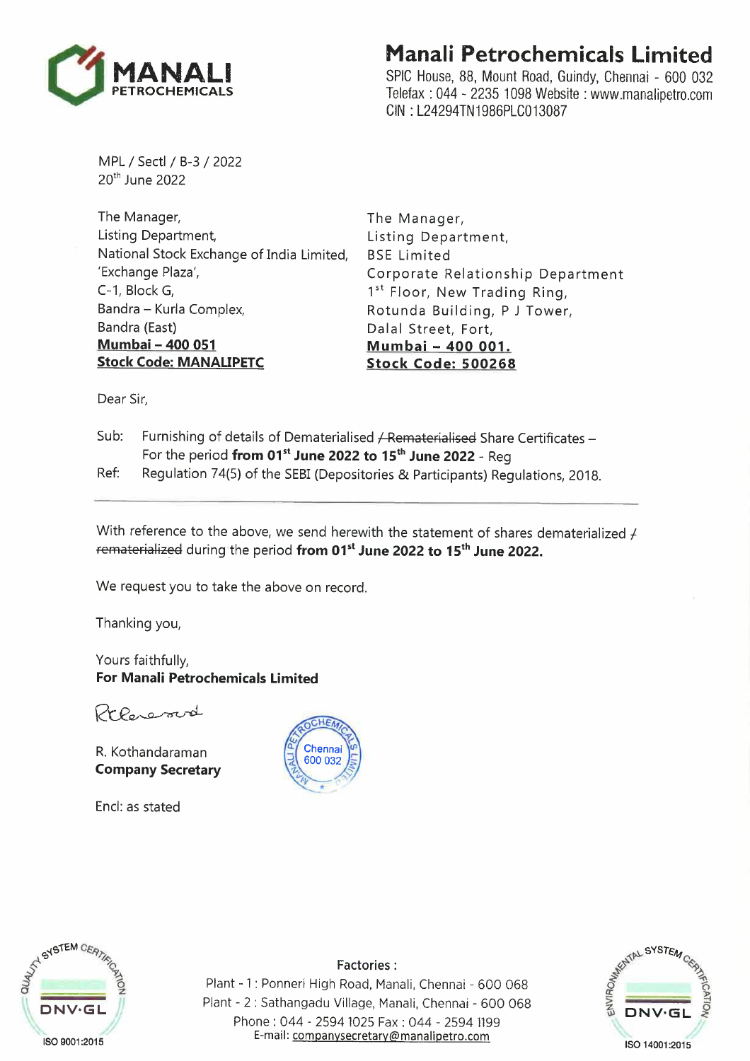# Manali Petrochemicals Limited

SPIC House, 88, Mount Road, Guindy, Chennai - 600 032
Telefax : 044 - 2235 1098 Website : www.manalipetro.com
CIN : L24294TN1986PLC013087

MPL / Sectl / B-3 / 2022
20th June 2022

The Manager,
Listing Department,
National Stock Exchange of India Limited,
'Exchange Plaza',
C-1, Block G,
Bandra – Kurla Complex,
Bandra (East)
**Mumbai – 400 051**
**Stock Code: MANALIPETC**

The Manager,
Listing Department,
BSE Limited
Corporate Relationship Department
1st Floor, New Trading Ring,
Rotunda Building, P J Tower,
Dalal Street, Fort,
**Mumbai – 400 001.**
**Stock Code: 500268**

Dear Sir,

Sub: Furnishing of details of Dematerialised ~~/ Rematerialised~~ Share Certificates – For the period **from 01st June 2022 to 15th June 2022** - Reg

Ref: Regulation 74(5) of the SEBI (Depositories & Participants) Regulations, 2018.

---

With reference to the above, we send herewith the statement of shares dematerialized ~~/ rematerialized~~ during the period **from 01st June 2022 to 15th June 2022.**

We request you to take the above on record.

Thanking you,

Yours faithfully,
**For Manali Petrochemicals Limited**

R. Kothandaraman
**Company Secretary**

Encl: as stated

Factories :
Plant - 1 : Ponneri High Road, Manali, Chennai - 600 068
Plant - 2 : Sathangadu Village, Manali, Chennai - 600 068
Phone : 044 - 2594 1025 Fax : 044 - 2594 1199
E-mail: companysecretary@manalipetro.com

ISO 9001:2015

ISO 14001:2015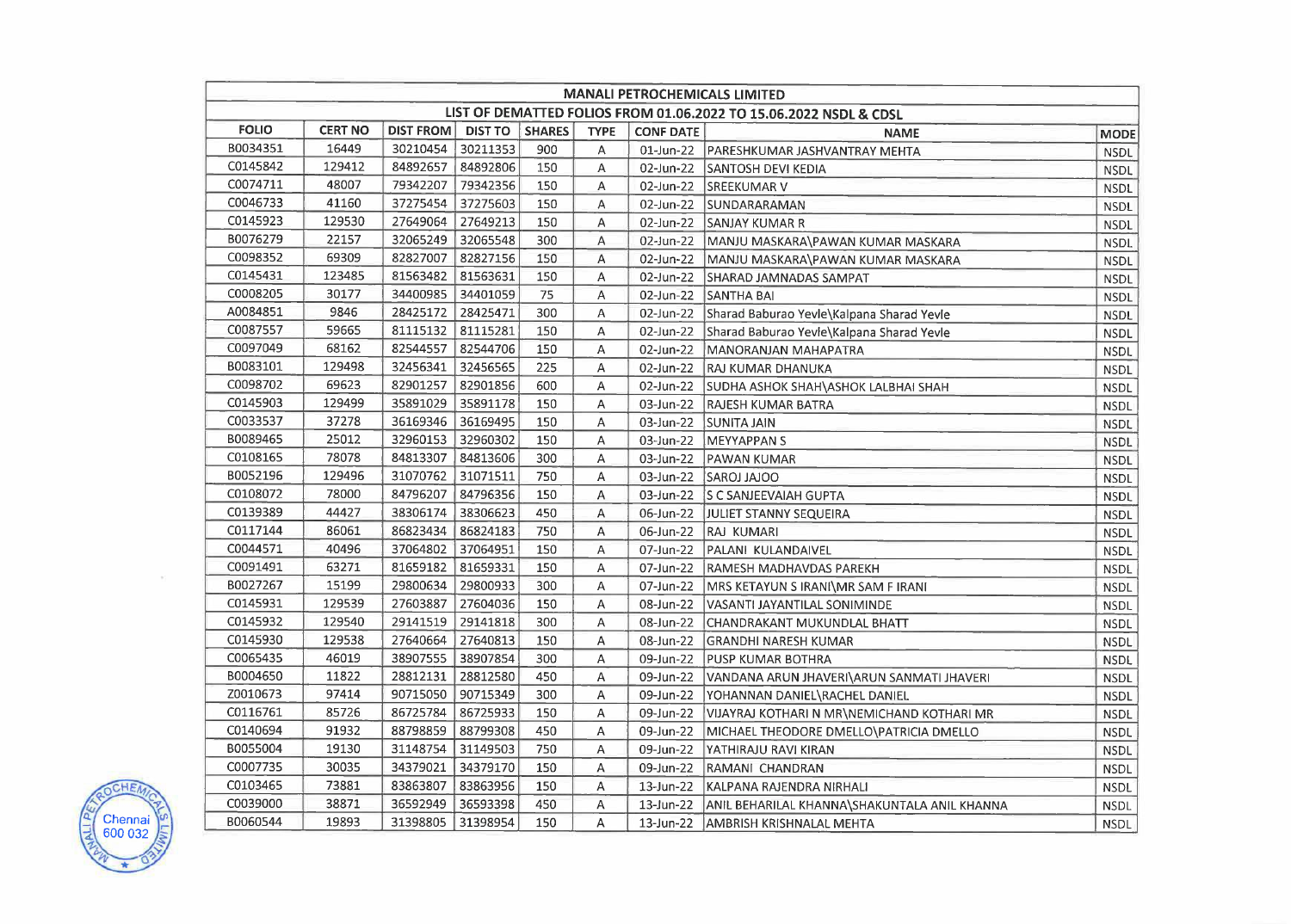| MANALI PETROCHEMICALS LIMITED | | | | | | | | |
|---|---|---|---|---|---|---|---|---|
| LIST OF DEMATTED FOLIOS FROM 01.06.2022 TO 15.06.2022 NSDL & CDSL | | | | | | | | |
| FOLIO | CERT NO | DIST FROM | DIST TO | SHARES | TYPE | CONF DATE | NAME | MODE |
| B0034351 | 16449 | 30210454 | 30211353 | 900 | A | 01-Jun-22 | PARESHKUMAR JASHVANTRAY MEHTA | NSDL |
| C0145842 | 129412 | 84892657 | 84892806 | 150 | A | 02-Jun-22 | SANTOSH DEVI KEDIA | NSDL |
| C0074711 | 48007 | 79342207 | 79342356 | 150 | A | 02-Jun-22 | SREEKUMAR V | NSDL |
| C0046733 | 41160 | 37275454 | 37275603 | 150 | A | 02-Jun-22 | SUNDARARAMAN | NSDL |
| C0145923 | 129530 | 27649064 | 27649213 | 150 | A | 02-Jun-22 | SANJAY KUMAR R | NSDL |
| B0076279 | 22157 | 32065249 | 32065548 | 300 | A | 02-Jun-22 | MANJU MASKARA\PAWAN KUMAR MASKARA | NSDL |
| C0098352 | 69309 | 82827007 | 82827156 | 150 | A | 02-Jun-22 | MANJU MASKARA\PAWAN KUMAR MASKARA | NSDL |
| C0145431 | 123485 | 81563482 | 81563631 | 150 | A | 02-Jun-22 | SHARAD JAMNADAS SAMPAT | NSDL |
| C0008205 | 30177 | 34400985 | 34401059 | 75 | A | 02-Jun-22 | SANTHA BAI | NSDL |
| A0084851 | 9846 | 28425172 | 28425471 | 300 | A | 02-Jun-22 | Sharad Baburao Yevle\Kalpana Sharad Yevle | NSDL |
| C0087557 | 59665 | 81115132 | 81115281 | 150 | A | 02-Jun-22 | Sharad Baburao Yevle\Kalpana Sharad Yevle | NSDL |
| C0097049 | 68162 | 82544557 | 82544706 | 150 | A | 02-Jun-22 | MANORANJAN MAHAPATRA | NSDL |
| B0083101 | 129498 | 32456341 | 32456565 | 225 | A | 02-Jun-22 | RAJ KUMAR DHANUKA | NSDL |
| C0098702 | 69623 | 82901257 | 82901856 | 600 | A | 02-Jun-22 | SUDHA ASHOK SHAH\ASHOK LALBHAI SHAH | NSDL |
| C0145903 | 129499 | 35891029 | 35891178 | 150 | A | 03-Jun-22 | RAJESH KUMAR BATRA | NSDL |
| C0033537 | 37278 | 36169346 | 36169495 | 150 | A | 03-Jun-22 | SUNITA JAIN | NSDL |
| B0089465 | 25012 | 32960153 | 32960302 | 150 | A | 03-Jun-22 | MEYYAPPAN S | NSDL |
| C0108165 | 78078 | 84813307 | 84813606 | 300 | A | 03-Jun-22 | PAWAN KUMAR | NSDL |
| B0052196 | 129496 | 31070762 | 31071511 | 750 | A | 03-Jun-22 | SAROJ JAJOO | NSDL |
| C0108072 | 78000 | 84796207 | 84796356 | 150 | A | 03-Jun-22 | S C SANJEEVAIAH GUPTA | NSDL |
| C0139389 | 44427 | 38306174 | 38306623 | 450 | A | 06-Jun-22 | JULIET STANNY SEQUEIRA | NSDL |
| C0117144 | 86061 | 86823434 | 86824183 | 750 | A | 06-Jun-22 | RAJ KUMARI | NSDL |
| C0044571 | 40496 | 37064802 | 37064951 | 150 | A | 07-Jun-22 | PALANI KULANDAIVEL | NSDL |
| C0091491 | 63271 | 81659182 | 81659331 | 150 | A | 07-Jun-22 | RAMESH MADHAVDAS PAREKH | NSDL |
| B0027267 | 15199 | 29800634 | 29800933 | 300 | A | 07-Jun-22 | MRS KETAYUN S IRANI\MR SAM F IRANI | NSDL |
| C0145931 | 129539 | 27603887 | 27604036 | 150 | A | 08-Jun-22 | VASANTI JAYANTILAL SONIMINDE | NSDL |
| C0145932 | 129540 | 29141519 | 29141818 | 300 | A | 08-Jun-22 | CHANDRAKANT MUKUNDLAL BHATT | NSDL |
| C0145930 | 129538 | 27640664 | 27640813 | 150 | A | 08-Jun-22 | GRANDHI NARESH KUMAR | NSDL |
| C0065435 | 46019 | 38907555 | 38907854 | 300 | A | 09-Jun-22 | PUSP KUMAR BOTHRA | NSDL |
| B0004650 | 11822 | 28812131 | 28812580 | 450 | A | 09-Jun-22 | VANDANA ARUN JHAVERI\ARUN SANMATI JHAVERI | NSDL |
| Z0010673 | 97414 | 90715050 | 90715349 | 300 | A | 09-Jun-22 | YOHANNAN DANIEL\RACHEL DANIEL | NSDL |
| C0116761 | 85726 | 86725784 | 86725933 | 150 | A | 09-Jun-22 | VIJAYRAJ KOTHARI N MR\NEMICHAND KOTHARI MR | NSDL |
| C0140694 | 91932 | 88798859 | 88799308 | 450 | A | 09-Jun-22 | MICHAEL THEODORE DMELLO\PATRICIA DMELLO | NSDL |
| B0055004 | 19130 | 31148754 | 31149503 | 750 | A | 09-Jun-22 | YATHIRAJU RAVI KIRAN | NSDL |
| C0007735 | 30035 | 34379021 | 34379170 | 150 | A | 09-Jun-22 | RAMANI CHANDRAN | NSDL |
| C0103465 | 73881 | 83863807 | 83863956 | 150 | A | 13-Jun-22 | KALPANA RAJENDRA NIRHALI | NSDL |
| C0039000 | 38871 | 36592949 | 36593398 | 450 | A | 13-Jun-22 | ANIL BEHARILAL KHANNA\SHAKUNTALA ANIL KHANNA | NSDL |
| B0060544 | 19893 | 31398805 | 31398954 | 150 | A | 13-Jun-22 | AMBRISH KRISHNALAL MEHTA | NSDL |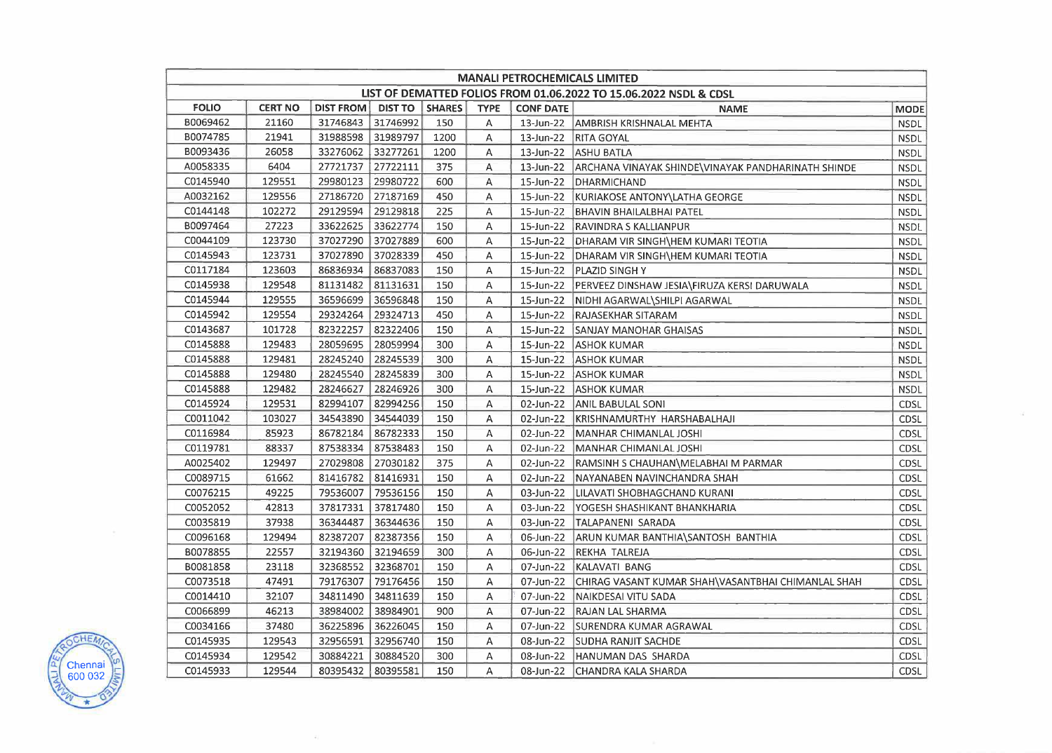| MANALI PETROCHEMICALS LIMITED | | | | | | | | |
|---|---|---|---|---|---|---|---|---|
| LIST OF DEMATTED FOLIOS FROM 01.06.2022 TO 15.06.2022 NSDL & CDSL | | | | | | | | |
| FOLIO | CERT NO | DIST FROM | DIST TO | SHARES | TYPE | CONF DATE | NAME | MODE |
| B0069462 | 21160 | 31746843 | 31746992 | 150 | A | 13-Jun-22 | AMBRISH KRISHNALAL MEHTA | NSDL |
| B0074785 | 21941 | 31988598 | 31989797 | 1200 | A | 13-Jun-22 | RITA GOYAL | NSDL |
| B0093436 | 26058 | 33276062 | 33277261 | 1200 | A | 13-Jun-22 | ASHU BATLA | NSDL |
| A0058335 | 6404 | 27721737 | 27722111 | 375 | A | 13-Jun-22 | ARCHANA VINAYAK SHINDE\VINAYAK PANDHARINATH SHINDE | NSDL |
| C0145940 | 129551 | 29980123 | 29980722 | 600 | A | 15-Jun-22 | DHARMICHAND | NSDL |
| A0032162 | 129556 | 27186720 | 27187169 | 450 | A | 15-Jun-22 | KURIAKOSE ANTONY\LATHA GEORGE | NSDL |
| C0144148 | 102272 | 29129594 | 29129818 | 225 | A | 15-Jun-22 | BHAVIN BHAILALBHAI PATEL | NSDL |
| B0097464 | 27223 | 33622625 | 33622774 | 150 | A | 15-Jun-22 | RAVINDRA S KALLIANPUR | NSDL |
| C0044109 | 123730 | 37027290 | 37027889 | 600 | A | 15-Jun-22 | DHARAM VIR SINGH\HEM KUMARI TEOTIA | NSDL |
| C0145943 | 123731 | 37027890 | 37028339 | 450 | A | 15-Jun-22 | DHARAM VIR SINGH\HEM KUMARI TEOTIA | NSDL |
| C0117184 | 123603 | 86836934 | 86837083 | 150 | A | 15-Jun-22 | PLAZID SINGH Y | NSDL |
| C0145938 | 129548 | 81131482 | 81131631 | 150 | A | 15-Jun-22 | PERVEEZ DINSHAW JESIA\FIRUZA KERSI DARUWALA | NSDL |
| C0145944 | 129555 | 36596699 | 36596848 | 150 | A | 15-Jun-22 | NIDHI AGARWAL\SHILPI AGARWAL | NSDL |
| C0145942 | 129554 | 29324264 | 29324713 | 450 | A | 15-Jun-22 | RAJASEKHAR SITARAM | NSDL |
| C0143687 | 101728 | 82322257 | 82322406 | 150 | A | 15-Jun-22 | SANJAY MANOHAR GHAISAS | NSDL |
| C0145888 | 129483 | 28059695 | 28059994 | 300 | A | 15-Jun-22 | ASHOK KUMAR | NSDL |
| C0145888 | 129481 | 28245240 | 28245539 | 300 | A | 15-Jun-22 | ASHOK KUMAR | NSDL |
| C0145888 | 129480 | 28245540 | 28245839 | 300 | A | 15-Jun-22 | ASHOK KUMAR | NSDL |
| C0145888 | 129482 | 28246627 | 28246926 | 300 | A | 15-Jun-22 | ASHOK KUMAR | NSDL |
| C0145924 | 129531 | 82994107 | 82994256 | 150 | A | 02-Jun-22 | ANIL BABULAL SONI | CDSL |
| C0011042 | 103027 | 34543890 | 34544039 | 150 | A | 02-Jun-22 | KRISHNAMURTHY HARSHABALHAJI | CDSL |
| C0116984 | 85923 | 86782184 | 86782333 | 150 | A | 02-Jun-22 | MANHAR CHIMANLAL JOSHI | CDSL |
| C0119781 | 88337 | 87538334 | 87538483 | 150 | A | 02-Jun-22 | MANHAR CHIMANLAL JOSHI | CDSL |
| A0025402 | 129497 | 27029808 | 27030182 | 375 | A | 02-Jun-22 | RAMSINH S CHAUHAN\MELABHAI M PARMAR | CDSL |
| C0089715 | 61662 | 81416782 | 81416931 | 150 | A | 02-Jun-22 | NAYANABEN NAVINCHANDRA SHAH | CDSL |
| C0076215 | 49225 | 79536007 | 79536156 | 150 | A | 03-Jun-22 | LILAVATI SHOBHAGCHAND KURANI | CDSL |
| C0052052 | 42813 | 37817331 | 37817480 | 150 | A | 03-Jun-22 | YOGESH SHASHIKANT BHANKHARIA | CDSL |
| C0035819 | 37938 | 36344487 | 36344636 | 150 | A | 03-Jun-22 | TALAPANENI SARADA | CDSL |
| C0096168 | 129494 | 82387207 | 82387356 | 150 | A | 06-Jun-22 | ARUN KUMAR BANTHIA\SANTOSH BANTHIA | CDSL |
| B0078855 | 22557 | 32194360 | 32194659 | 300 | A | 06-Jun-22 | REKHA TALREJA | CDSL |
| B0081858 | 23118 | 32368552 | 32368701 | 150 | A | 07-Jun-22 | KALAVATI BANG | CDSL |
| C0073518 | 47491 | 79176307 | 79176456 | 150 | A | 07-Jun-22 | CHIRAG VASANT KUMAR SHAH\VASANTBHAI CHIMANLAL SHAH | CDSL |
| C0014410 | 32107 | 34811490 | 34811639 | 150 | A | 07-Jun-22 | NAIKDESAI VITU SADA | CDSL |
| C0066899 | 46213 | 38984002 | 38984901 | 900 | A | 07-Jun-22 | RAJAN LAL SHARMA | CDSL |
| C0034166 | 37480 | 36225896 | 36226045 | 150 | A | 07-Jun-22 | SURENDRA KUMAR AGRAWAL | CDSL |
| C0145935 | 129543 | 32956591 | 32956740 | 150 | A | 08-Jun-22 | SUDHA RANJIT SACHDE | CDSL |
| C0145934 | 129542 | 30884221 | 30884520 | 300 | A | 08-Jun-22 | HANUMAN DAS SHARDA | CDSL |
| C0145933 | 129544 | 80395432 | 80395581 | 150 | A | 08-Jun-22 | CHANDRA KALA SHARDA | CDSL |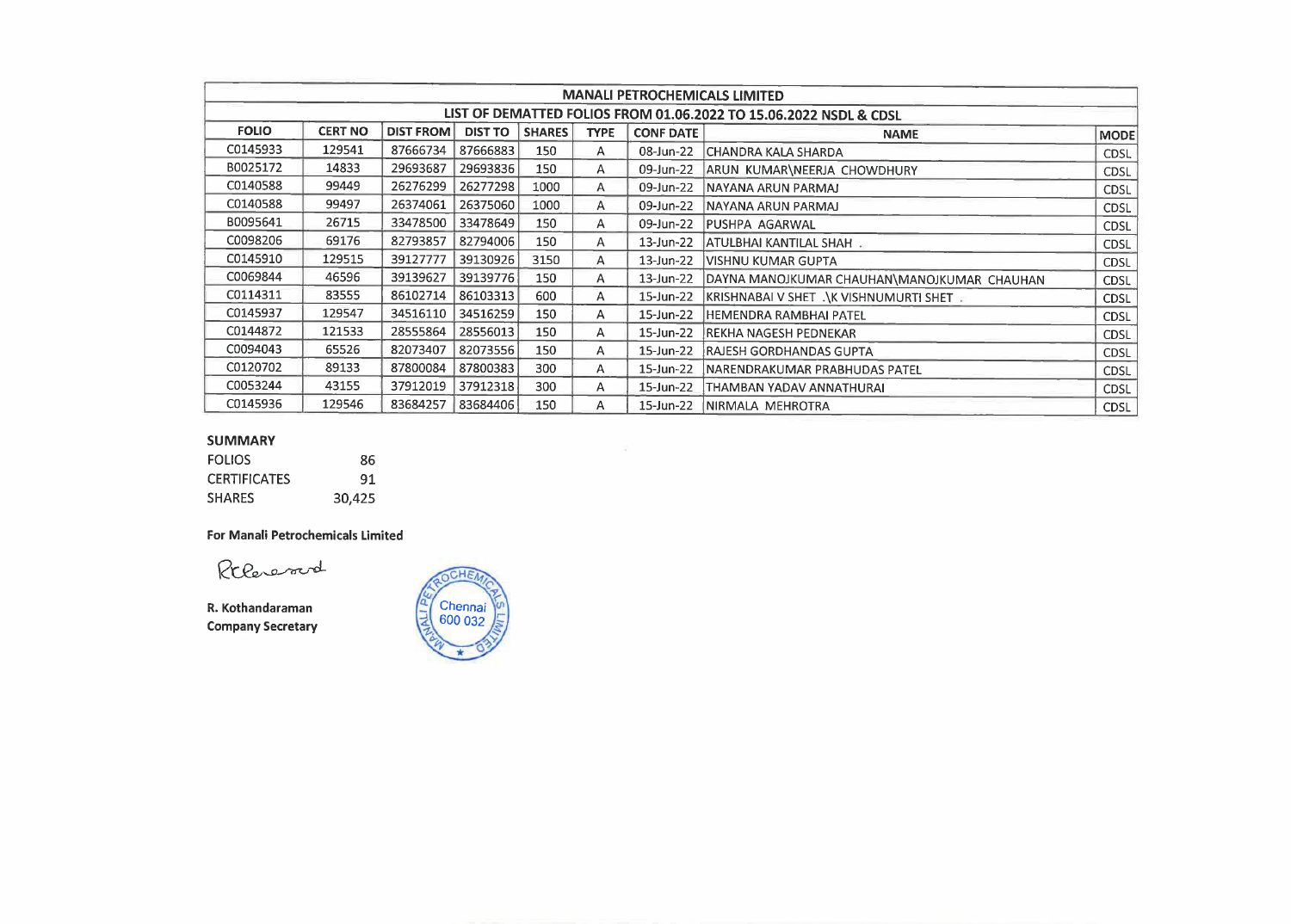| MANALI PETROCHEMICALS LIMITED | | | | | | | | |
|---|---|---|---|---|---|---|---|---|
| LIST OF DEMATTED FOLIOS FROM 01.06.2022 TO 15.06.2022 NSDL & CDSL | | | | | | | | |
| FOLIO | CERT NO | DIST FROM | DIST TO | SHARES | TYPE | CONF DATE | NAME | MODE |
| C0145933 | 129541 | 87666734 | 87666883 | 150 | A | 08-Jun-22 | CHANDRA KALA SHARDA | CDSL |
| B0025172 | 14833 | 29693687 | 29693836 | 150 | A | 09-Jun-22 | ARUN KUMAR\NEERJA CHOWDHURY | CDSL |
| C0140588 | 99449 | 26276299 | 26277298 | 1000 | A | 09-Jun-22 | NAYANA ARUN PARMAJ | CDSL |
| C0140588 | 99497 | 26374061 | 26375060 | 1000 | A | 09-Jun-22 | NAYANA ARUN PARMAJ | CDSL |
| B0095641 | 26715 | 33478500 | 33478649 | 150 | A | 09-Jun-22 | PUSHPA AGARWAL | CDSL |
| C0098206 | 69176 | 82793857 | 82794006 | 150 | A | 13-Jun-22 | ATULBHAI KANTILAL SHAH . | CDSL |
| C0145910 | 129515 | 39127777 | 39130926 | 3150 | A | 13-Jun-22 | VISHNU KUMAR GUPTA | CDSL |
| C0069844 | 46596 | 39139627 | 39139776 | 150 | A | 13-Jun-22 | DAYNA MANOJKUMAR CHAUHAN\MANOJKUMAR CHAUHAN | CDSL |
| C0114311 | 83555 | 86102714 | 86103313 | 600 | A | 15-Jun-22 | KRISHNABAI V SHET .\K VISHNUMURTI SHET . | CDSL |
| C0145937 | 129547 | 34516110 | 34516259 | 150 | A | 15-Jun-22 | HEMENDRA RAMBHAI PATEL | CDSL |
| C0144872 | 121533 | 28555864 | 28556013 | 150 | A | 15-Jun-22 | REKHA NAGESH PEDNEKAR | CDSL |
| C0094043 | 65526 | 82073407 | 82073556 | 150 | A | 15-Jun-22 | RAJESH GORDHANDAS GUPTA | CDSL |
| C0120702 | 89133 | 87800084 | 87800383 | 300 | A | 15-Jun-22 | NARENDRAKUMAR PRABHUDAS PATEL | CDSL |
| C0053244 | 43155 | 37912019 | 37912318 | 300 | A | 15-Jun-22 | THAMBAN YADAV ANNATHURAI | CDSL |
| C0145936 | 129546 | 83684257 | 83684406 | 150 | A | 15-Jun-22 | NIRMALA MEHROTRA | CDSL |

**SUMMARY**

| | |
|---|---|
| FOLIOS | 86 |
| CERTIFICATES | 91 |
| SHARES | 30,425 |

**For Manali Petrochemicals Limited**

**R. Kothandaraman**
**Company Secretary**